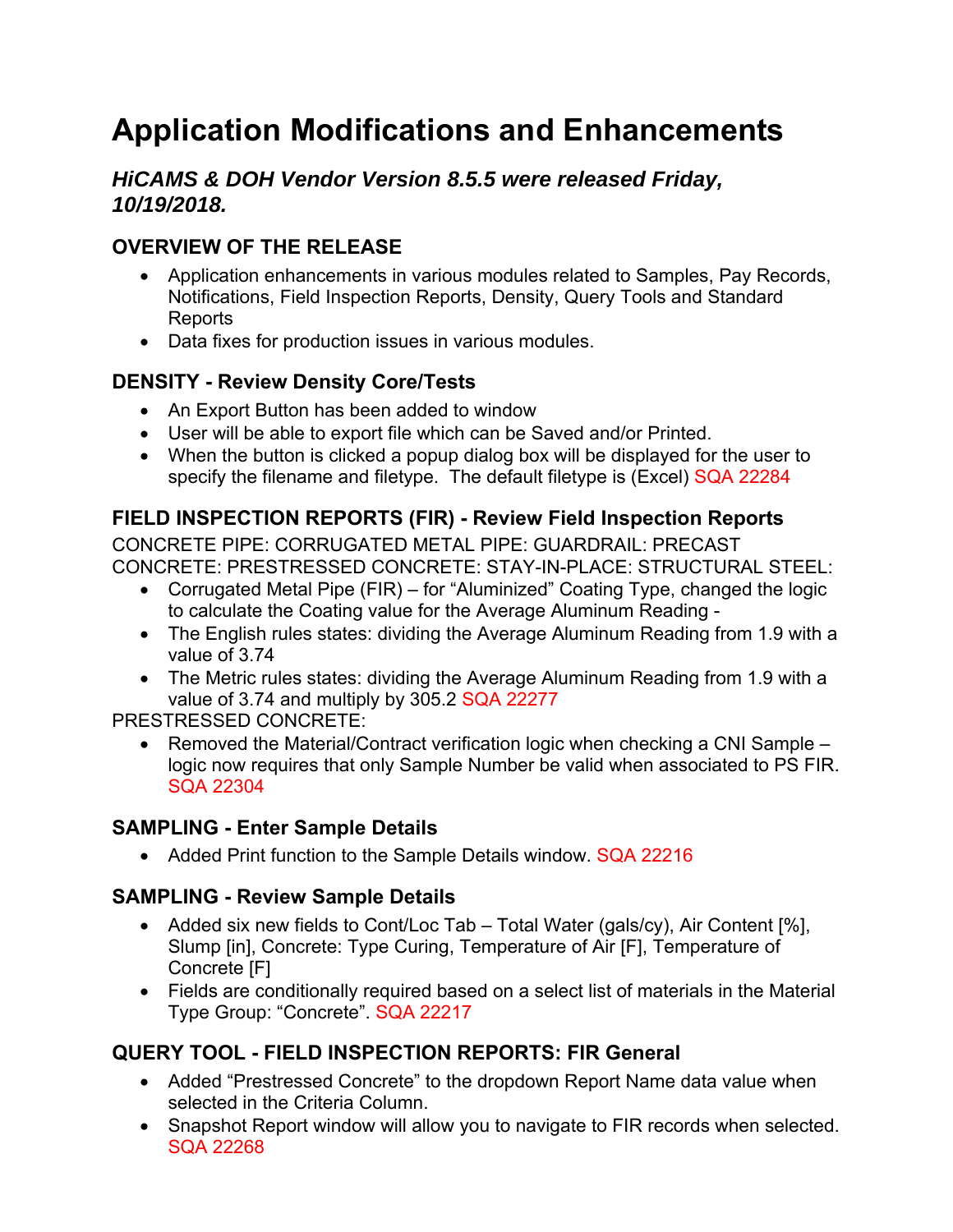# Application Modifications and Enhancements

## *HiCAMS & DOH Vendor Version 8.5.5 were released Friday, 10/19/2018.*

### OVERVIEW OF THE RELEASE

- Application enhancements in various modules related to Samples, Pay Records, Notifications, Field Inspection Reports, Density, Query Tools and Standard Reports
- Data fixes for production issues in various modules.

### DENSITY - Review Density Core/Tests

- An Export Button has been added to window
- User will be able to export file which can be Saved and/or Printed.
- When the button is clicked a popup dialog box will be displayed for the user to specify the filename and filetype. The default filetype is (Excel) SQA 22284

### FIELD INSPECTION REPORTS (FIR) - Review Field Inspection Reports

CONCRETE PIPE: CORRUGATED METAL PIPE: GUARDRAIL: PRECAST CONCRETE: PRESTRESSED CONCRETE: STAY-IN-PLACE: STRUCTURAL STEEL:

- Corrugated Metal Pipe (FIR) – for "Aluminized" Coating Type, changed the logic to calculate the Coating value for the Average Aluminum Reading -
- The English rules states: dividing the Average Aluminum Reading from 1.9 with a value of 3.74
- The Metric rules states: dividing the Average Aluminum Reading from 1.9 with a value of 3.74 and multiply by 305.2 SQA 22277

PRESTRESSED CONCRETE:

- Removed the Material/Contract verification logic when checking a CNI Sample – logic now requires that only Sample Number be valid when associated to PS FIR. SQA 22304

### SAMPLING - Enter Sample Details

- Added Print function to the Sample Details window. SQA 22216

### SAMPLING - Review Sample Details

- Added six new fields to Cont/Loc Tab – Total Water (gals/cy), Air Content [%], Slump [in], Concrete: Type Curing, Temperature of Air [F], Temperature of Concrete [F]
- Fields are conditionally required based on a select list of materials in the Material Type Group: "Concrete". SQA 22217

### QUERY TOOL - FIELD INSPECTION REPORTS: FIR General

- Added "Prestressed Concrete" to the dropdown Report Name data value when selected in the Criteria Column.
- Snapshot Report window will allow you to navigate to FIR records when selected. SQA 22268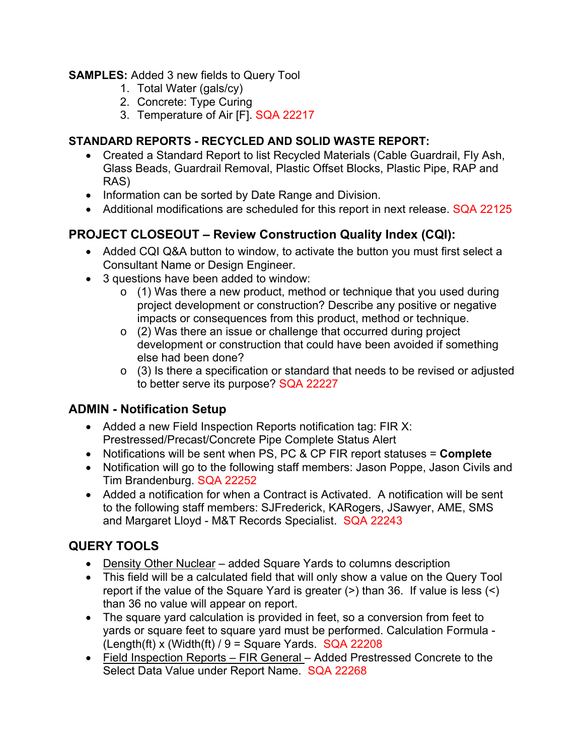**SAMPLES:** Added 3 new fields to Query Tool

1. Total Water (gals/cy)
2. Concrete: Type Curing
3. Temperature of Air [F]. SQA 22217

**STANDARD REPORTS - RECYCLED AND SOLID WASTE REPORT:**

- Created a Standard Report to list Recycled Materials (Cable Guardrail, Fly Ash, Glass Beads, Guardrail Removal, Plastic Offset Blocks, Plastic Pipe, RAP and RAS)
- Information can be sorted by Date Range and Division.
- Additional modifications are scheduled for this report in next release. SQA 22125

## PROJECT CLOSEOUT – Review Construction Quality Index (CQI):

- Added CQI Q&A button to window, to activate the button you must first select a Consultant Name or Design Engineer.
- 3 questions have been added to window:
  - (1) Was there a new product, method or technique that you used during project development or construction? Describe any positive or negative impacts or consequences from this product, method or technique.
  - (2) Was there an issue or challenge that occurred during project development or construction that could have been avoided if something else had been done?
  - (3) Is there a specification or standard that needs to be revised or adjusted to better serve its purpose? SQA 22227

## ADMIN - Notification Setup

- Added a new Field Inspection Reports notification tag: FIR X: Prestressed/Precast/Concrete Pipe Complete Status Alert
- Notifications will be sent when PS, PC & CP FIR report statuses = **Complete**
- Notification will go to the following staff members: Jason Poppe, Jason Civils and Tim Brandenburg. SQA 22252
- Added a notification for when a Contract is Activated. A notification will be sent to the following staff members: SJFrederick, KARogers, JSawyer, AME, SMS and Margaret Lloyd - M&T Records Specialist. SQA 22243

## QUERY TOOLS

- Density Other Nuclear – added Square Yards to columns description
- This field will be a calculated field that will only show a value on the Query Tool report if the value of the Square Yard is greater (>) than 36. If value is less (<) than 36 no value will appear on report.
- The square yard calculation is provided in feet, so a conversion from feet to yards or square feet to square yard must be performed. Calculation Formula - (Length(ft) x (Width(ft) / 9 = Square Yards. SQA 22208
- Field Inspection Reports – FIR General – Added Prestressed Concrete to the Select Data Value under Report Name. SQA 22268